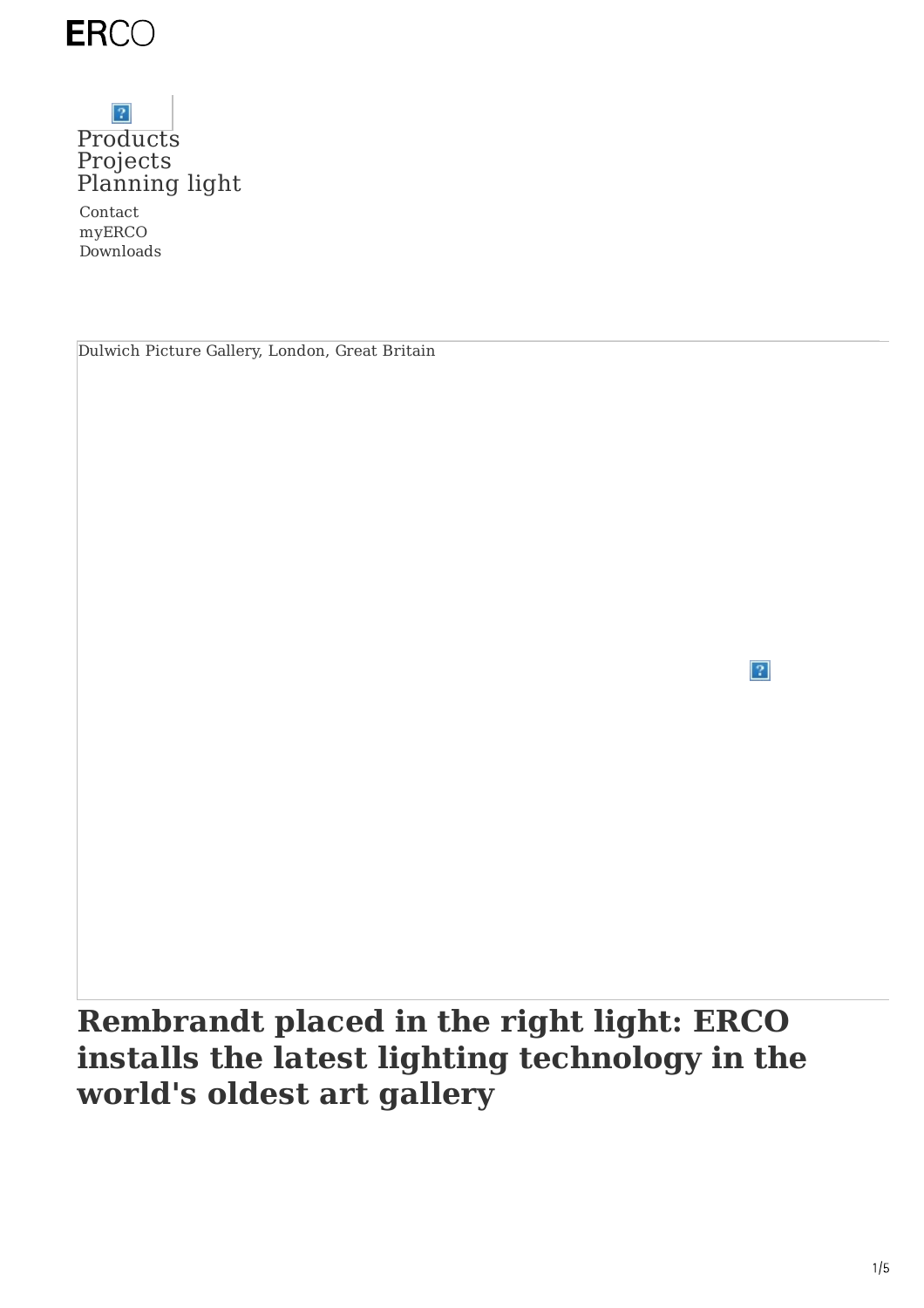ERCO

Products
Projects
Planning light

Contact
myERCO
Downloads

Dulwich Picture Gallery, London, Great Britain

# Rembrandt placed in the right light: ERCO installs the latest lighting technology in the world's oldest art gallery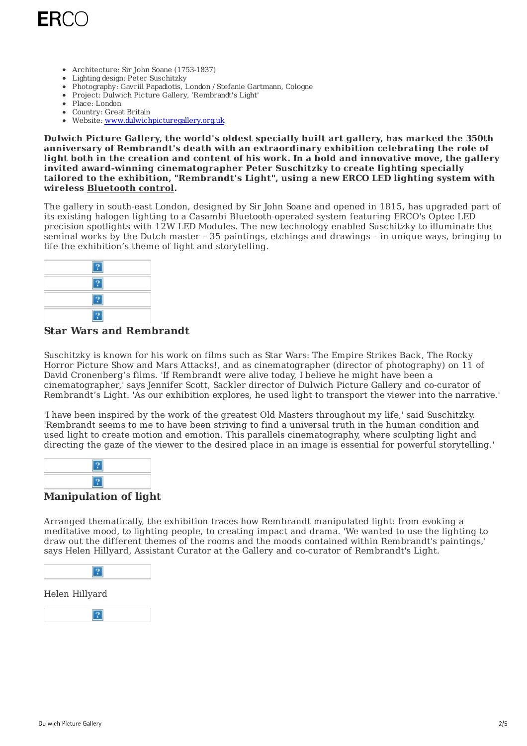- Architecture: Sir John Soane (1753-1837)
- Lighting design: Peter Suschitzky
- Photography: Gavriil Papadiotis, London / Stefanie Gartmann, Cologne
- Project: Dulwich Picture Gallery, 'Rembrandt's Light'
- Place: London
- Country: Great Britain
- Website: [www.dulwichpicturegallery.org.uk](http://www.dulwichpicturegallery.org.uk)

**Dulwich Picture Gallery, the world's oldest specially built art gallery, has marked the 350th anniversary of Rembrandt's death with an extraordinary exhibition celebrating the role of light both in the creation and content of his work. In a bold and innovative move, the gallery invited award-winning cinematographer Peter Suschitzky to create lighting specially tailored to the exhibition, "Rembrandt's Light", using a new ERCO LED lighting system with wireless Bluetooth control.**

The gallery in south-east London, designed by Sir John Soane and opened in 1815, has upgraded part of its existing halogen lighting to a Casambi Bluetooth-operated system featuring ERCO's Optec LED precision spotlights with 12W LED Modules. The new technology enabled Suschitzky to illuminate the seminal works by the Dutch master – 35 paintings, etchings and drawings – in unique ways, bringing to life the exhibition's theme of light and storytelling.

### Star Wars and Rembrandt

Suschitzky is known for his work on films such as Star Wars: The Empire Strikes Back, The Rocky Horror Picture Show and Mars Attacks!, and as cinematographer (director of photography) on 11 of David Cronenberg's films. 'If Rembrandt were alive today, I believe he might have been a cinematographer,' says Jennifer Scott, Sackler director of Dulwich Picture Gallery and co-curator of Rembrandt's Light. 'As our exhibition explores, he used light to transport the viewer into the narrative.'

'I have been inspired by the work of the greatest Old Masters throughout my life,' said Suschitzky. 'Rembrandt seems to me to have been striving to find a universal truth in the human condition and used light to create motion and emotion. This parallels cinematography, where sculpting light and directing the gaze of the viewer to the desired place in an image is essential for powerful storytelling.'

### Manipulation of light

Arranged thematically, the exhibition traces how Rembrandt manipulated light: from evoking a meditative mood, to lighting people, to creating impact and drama. 'We wanted to use the lighting to draw out the different themes of the rooms and the moods contained within Rembrandt's paintings,' says Helen Hillyard, Assistant Curator at the Gallery and co-curator of Rembrandt's Light.

Helen Hillyard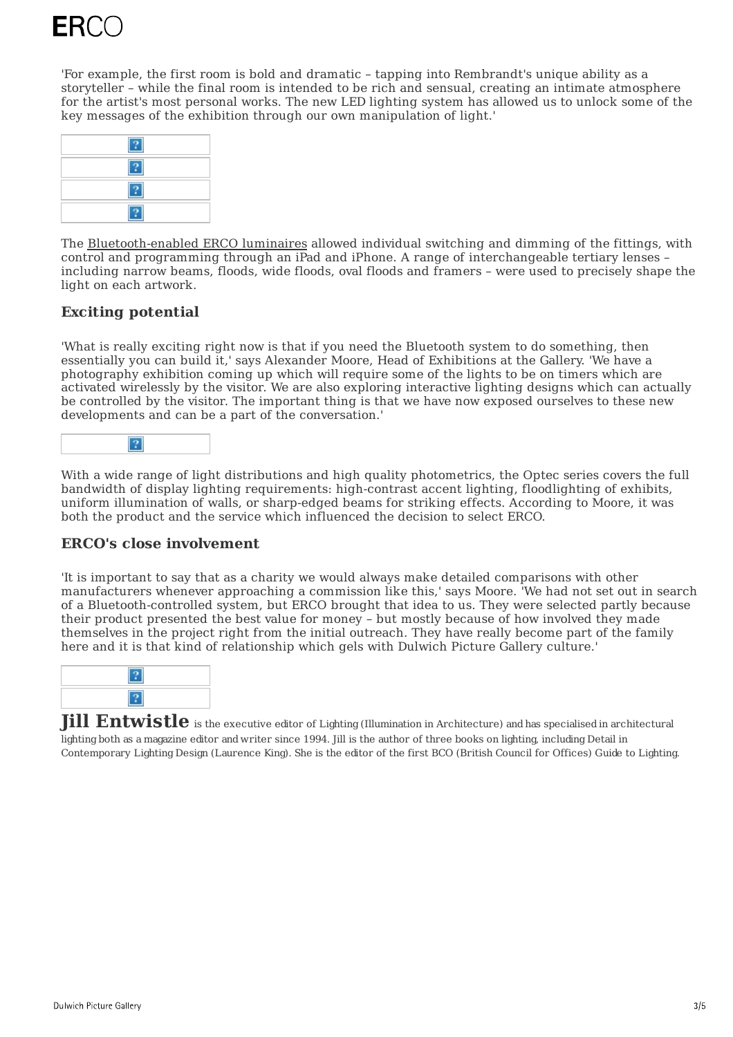'For example, the first room is bold and dramatic – tapping into Rembrandt's unique ability as a storyteller – while the final room is intended to be rich and sensual, creating an intimate atmosphere for the artist's most personal works. The new LED lighting system has allowed us to unlock some of the key messages of the exhibition through our own manipulation of light.'

The Bluetooth-enabled ERCO luminaires allowed individual switching and dimming of the fittings, with control and programming through an iPad and iPhone. A range of interchangeable tertiary lenses – including narrow beams, floods, wide floods, oval floods and framers – were used to precisely shape the light on each artwork.

### Exciting potential

'What is really exciting right now is that if you need the Bluetooth system to do something, then essentially you can build it,' says Alexander Moore, Head of Exhibitions at the Gallery. 'We have a photography exhibition coming up which will require some of the lights to be on timers which are activated wirelessly by the visitor. We are also exploring interactive lighting designs which can actually be controlled by the visitor. The important thing is that we have now exposed ourselves to these new developments and can be a part of the conversation.'

With a wide range of light distributions and high quality photometrics, the Optec series covers the full bandwidth of display lighting requirements: high-contrast accent lighting, floodlighting of exhibits, uniform illumination of walls, or sharp-edged beams for striking effects. According to Moore, it was both the product and the service which influenced the decision to select ERCO.

### ERCO's close involvement

'It is important to say that as a charity we would always make detailed comparisons with other manufacturers whenever approaching a commission like this,' says Moore. 'We had not set out in search of a Bluetooth-controlled system, but ERCO brought that idea to us. They were selected partly because their product presented the best value for money – but mostly because of how involved they made themselves in the project right from the initial outreach. They have really become part of the family here and it is that kind of relationship which gels with Dulwich Picture Gallery culture.'

**Jill Entwistle** is the executive editor of Lighting (Illumination in Architecture) and has specialised in architectural lighting both as a magazine editor and writer since 1994. Jill is the author of three books on lighting, including Detail in Contemporary Lighting Design (Laurence King). She is the editor of the first BCO (British Council for Offices) Guide to Lighting.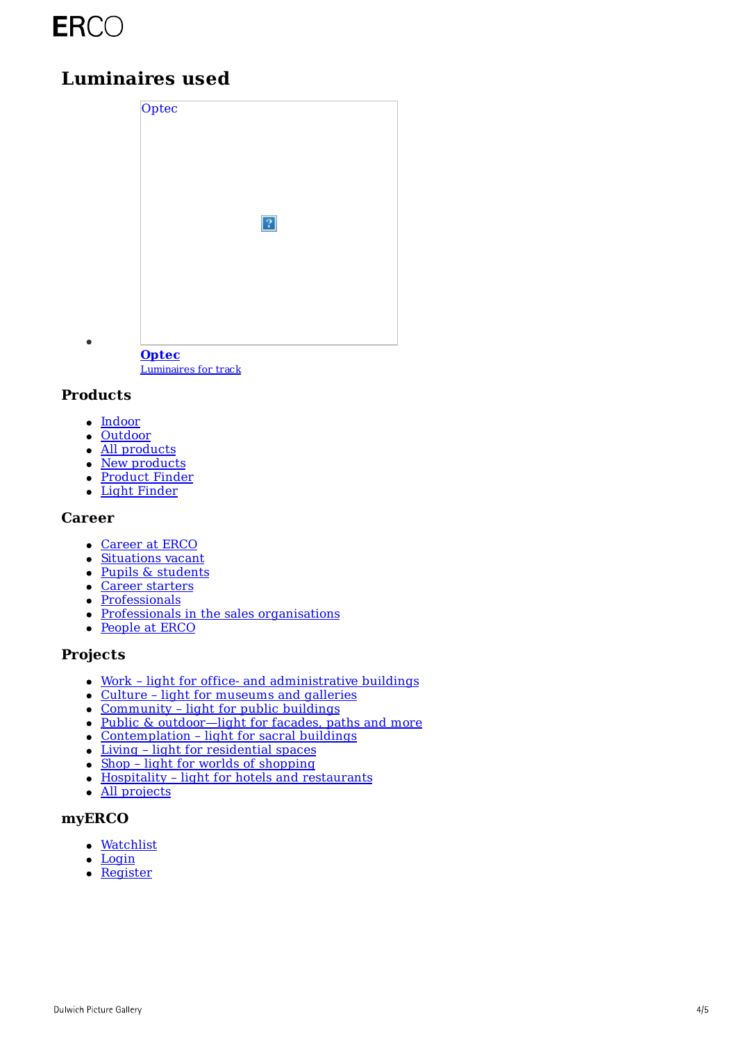ERCO

# Luminaires used

- Optec

  **Optec**
  Luminaires for track

### Products

- Indoor
- Outdoor
- All products
- New products
- Product Finder
- Light Finder

### Career

- Career at ERCO
- Situations vacant
- Pupils & students
- Career starters
- Professionals
- Professionals in the sales organisations
- People at ERCO

### Projects

- Work – light for office- and administrative buildings
- Culture – light for museums and galleries
- Community – light for public buildings
- Public & outdoor—light for facades, paths and more
- Contemplation – light for sacral buildings
- Living – light for residential spaces
- Shop – light for worlds of shopping
- Hospitality – light for hotels and restaurants
- All projects

### myERCO

- Watchlist
- Login
- Register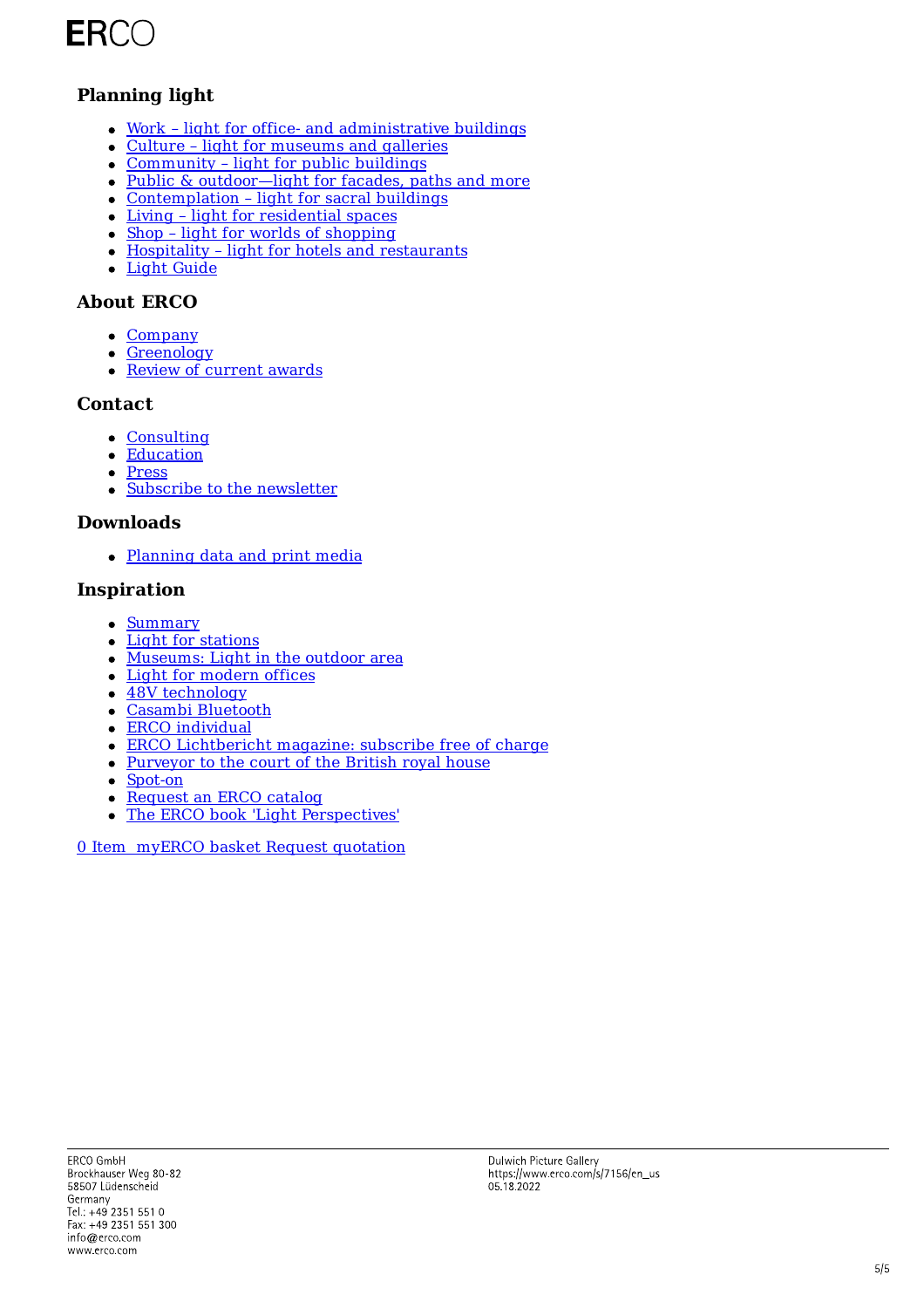### Planning light

- Work – light for office- and administrative buildings
- Culture – light for museums and galleries
- Community – light for public buildings
- Public & outdoor—light for facades, paths and more
- Contemplation – light for sacral buildings
- Living – light for residential spaces
- Shop – light for worlds of shopping
- Hospitality – light for hotels and restaurants
- Light Guide

### About ERCO

- Company
- Greenology
- Review of current awards

### Contact

- Consulting
- Education
- Press
- Subscribe to the newsletter

### Downloads

- Planning data and print media

### Inspiration

- Summary
- Light for stations
- Museums: Light in the outdoor area
- Light for modern offices
- 48V technology
- Casambi Bluetooth
- ERCO individual
- ERCO Lichtbericht magazine: subscribe free of charge
- Purveyor to the court of the British royal house
- Spot-on
- Request an ERCO catalog
- The ERCO book 'Light Perspectives'

0 Item  myERCO basket Request quotation